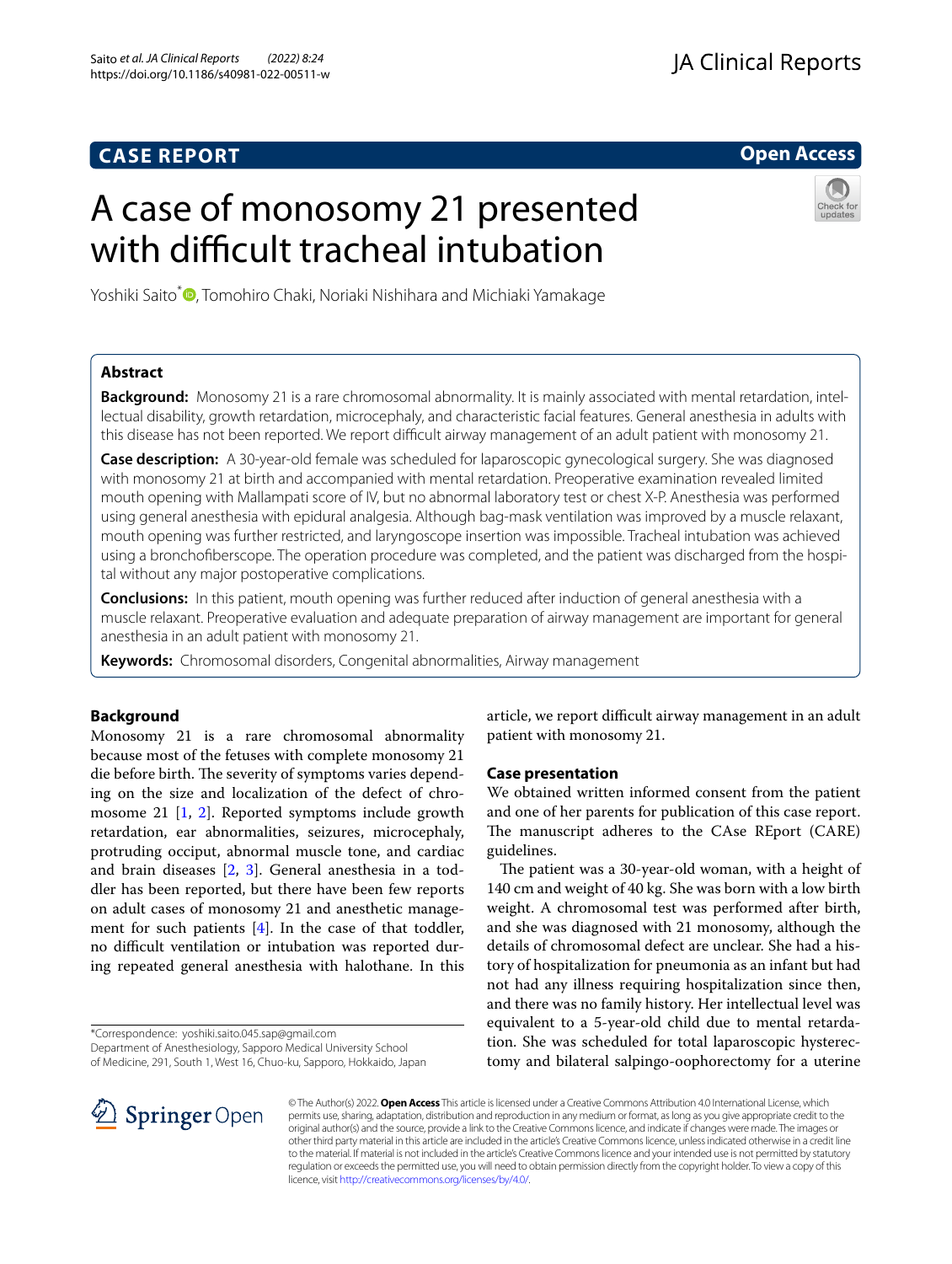**CASE REPORT** **Open Access**

# A case of monosomy 21 presented with difficult tracheal intubation

Yoshiki Saito*, Tomohiro Chaki, Noriaki Nishihara and Michiaki Yamakage

## Abstract

**Background:** Monosomy 21 is a rare chromosomal abnormality. It is mainly associated with mental retardation, intellectual disability, growth retardation, microcephaly, and characteristic facial features. General anesthesia in adults with this disease has not been reported. We report difficult airway management of an adult patient with monosomy 21.

**Case description:** A 30-year-old female was scheduled for laparoscopic gynecological surgery. She was diagnosed with monosomy 21 at birth and accompanied with mental retardation. Preoperative examination revealed limited mouth opening with Mallampati score of IV, but no abnormal laboratory test or chest X-P. Anesthesia was performed using general anesthesia with epidural analgesia. Although bag-mask ventilation was improved by a muscle relaxant, mouth opening was further restricted, and laryngoscope insertion was impossible. Tracheal intubation was achieved using a bronchofiberscope. The operation procedure was completed, and the patient was discharged from the hospital without any major postoperative complications.

**Conclusions:** In this patient, mouth opening was further reduced after induction of general anesthesia with a muscle relaxant. Preoperative evaluation and adequate preparation of airway management are important for general anesthesia in an adult patient with monosomy 21.

**Keywords:** Chromosomal disorders, Congenital abnormalities, Airway management

## Background

Monosomy 21 is a rare chromosomal abnormality because most of the fetuses with complete monosomy 21 die before birth. The severity of symptoms varies depending on the size and localization of the defect of chromosome 21 [1, 2]. Reported symptoms include growth retardation, ear abnormalities, seizures, microcephaly, protruding occiput, abnormal muscle tone, and cardiac and brain diseases [2, 3]. General anesthesia in a toddler has been reported, but there have been few reports on adult cases of monosomy 21 and anesthetic management for such patients [4]. In the case of that toddler, no difficult ventilation or intubation was reported during repeated general anesthesia with halothane. In this article, we report difficult airway management in an adult patient with monosomy 21.

## Case presentation

We obtained written informed consent from the patient and one of her parents for publication of this case report. The manuscript adheres to the CAse REport (CARE) guidelines.

The patient was a 30-year-old woman, with a height of 140 cm and weight of 40 kg. She was born with a low birth weight. A chromosomal test was performed after birth, and she was diagnosed with 21 monosomy, although the details of chromosomal defect are unclear. She had a history of hospitalization for pneumonia as an infant but had not had any illness requiring hospitalization since then, and there was no family history. Her intellectual level was equivalent to a 5-year-old child due to mental retardation. She was scheduled for total laparoscopic hysterectomy and bilateral salpingo-oophorectomy for a uterine

*Correspondence: yoshiki.saito.045.sap@gmail.com
Department of Anesthesiology, Sapporo Medical University School of Medicine, 291, South 1, West 16, Chuo-ku, Sapporo, Hokkaido, Japan

© The Author(s) 2022. **Open Access** This article is licensed under a Creative Commons Attribution 4.0 International License, which permits use, sharing, adaptation, distribution and reproduction in any medium or format, as long as you give appropriate credit to the original author(s) and the source, provide a link to the Creative Commons licence, and indicate if changes were made. The images or other third party material in this article are included in the article's Creative Commons licence, unless indicated otherwise in a credit line to the material. If material is not included in the article's Creative Commons licence and your intended use is not permitted by statutory regulation or exceeds the permitted use, you will need to obtain permission directly from the copyright holder. To view a copy of this licence, visit http://creativecommons.org/licenses/by/4.0/.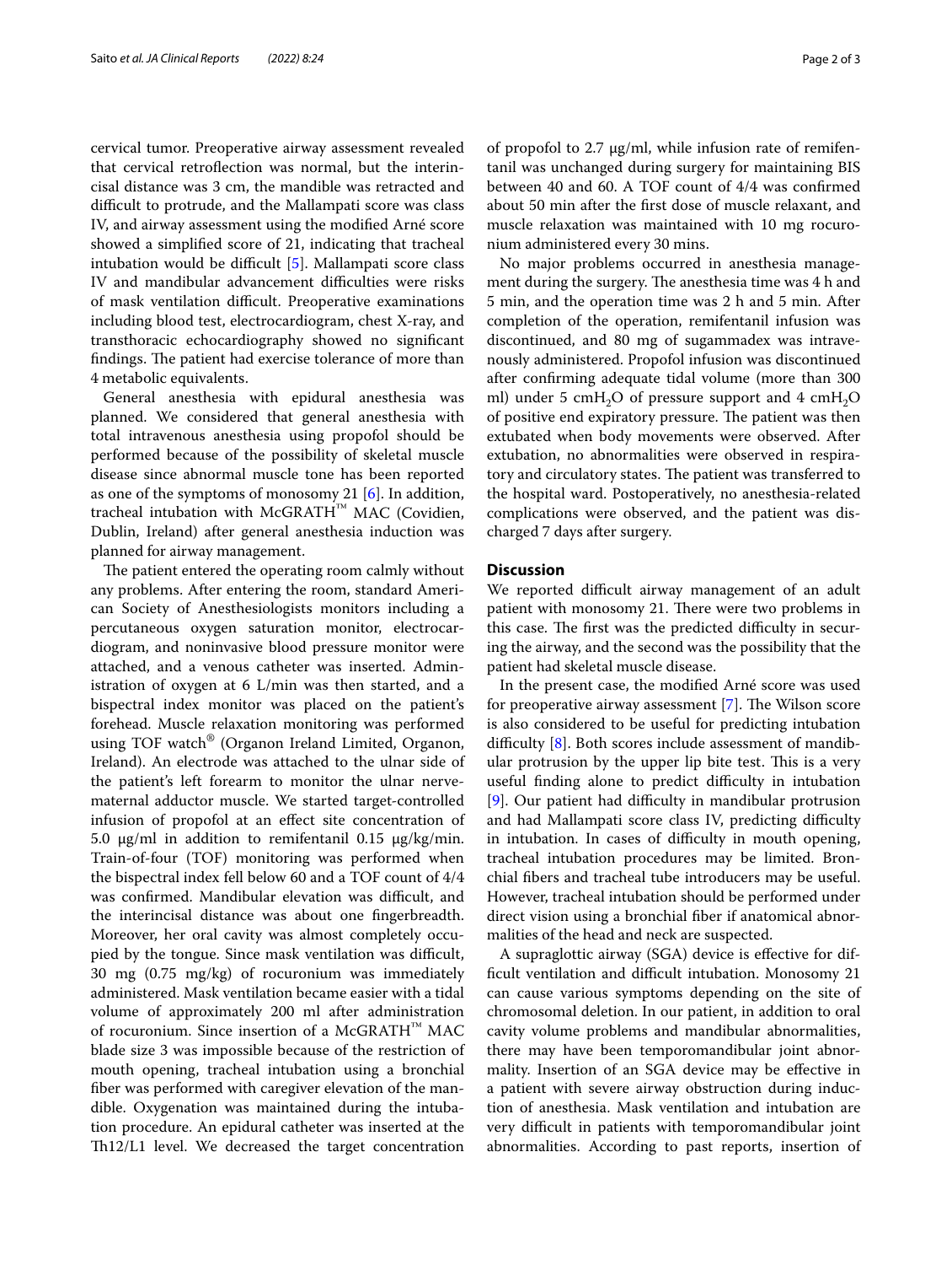cervical tumor. Preoperative airway assessment revealed that cervical retroflection was normal, but the interincisal distance was 3 cm, the mandible was retracted and difficult to protrude, and the Mallampati score was class IV, and airway assessment using the modified Arné score showed a simplified score of 21, indicating that tracheal intubation would be difficult [5]. Mallampati score class IV and mandibular advancement difficulties were risks of mask ventilation difficult. Preoperative examinations including blood test, electrocardiogram, chest X-ray, and transthoracic echocardiography showed no significant findings. The patient had exercise tolerance of more than 4 metabolic equivalents.

General anesthesia with epidural anesthesia was planned. We considered that general anesthesia with total intravenous anesthesia using propofol should be performed because of the possibility of skeletal muscle disease since abnormal muscle tone has been reported as one of the symptoms of monosomy 21 [6]. In addition, tracheal intubation with McGRATH™ MAC (Covidien, Dublin, Ireland) after general anesthesia induction was planned for airway management.

The patient entered the operating room calmly without any problems. After entering the room, standard American Society of Anesthesiologists monitors including a percutaneous oxygen saturation monitor, electrocardiogram, and noninvasive blood pressure monitor were attached, and a venous catheter was inserted. Administration of oxygen at 6 L/min was then started, and a bispectral index monitor was placed on the patient's forehead. Muscle relaxation monitoring was performed using TOF watch® (Organon Ireland Limited, Organon, Ireland). An electrode was attached to the ulnar side of the patient's left forearm to monitor the ulnar nerve-maternal adductor muscle. We started target-controlled infusion of propofol at an effect site concentration of 5.0 μg/ml in addition to remifentanil 0.15 μg/kg/min. Train-of-four (TOF) monitoring was performed when the bispectral index fell below 60 and a TOF count of 4/4 was confirmed. Mandibular elevation was difficult, and the interincisal distance was about one fingerbreadth. Moreover, her oral cavity was almost completely occupied by the tongue. Since mask ventilation was difficult, 30 mg (0.75 mg/kg) of rocuronium was immediately administered. Mask ventilation became easier with a tidal volume of approximately 200 ml after administration of rocuronium. Since insertion of a McGRATH™ MAC blade size 3 was impossible because of the restriction of mouth opening, tracheal intubation using a bronchial fiber was performed with caregiver elevation of the mandible. Oxygenation was maintained during the intubation procedure. An epidural catheter was inserted at the Th12/L1 level. We decreased the target concentration of propofol to 2.7 μg/ml, while infusion rate of remifentanil was unchanged during surgery for maintaining BIS between 40 and 60. A TOF count of 4/4 was confirmed about 50 min after the first dose of muscle relaxant, and muscle relaxation was maintained with 10 mg rocuronium administered every 30 mins.

No major problems occurred in anesthesia management during the surgery. The anesthesia time was 4 h and 5 min, and the operation time was 2 h and 5 min. After completion of the operation, remifentanil infusion was discontinued, and 80 mg of sugammadex was intravenously administered. Propofol infusion was discontinued after confirming adequate tidal volume (more than 300 ml) under 5 $cmH_2O$ of pressure support and 4 $cmH_2O$ of positive end expiratory pressure. The patient was then extubated when body movements were observed. After extubation, no abnormalities were observed in respiratory and circulatory states. The patient was transferred to the hospital ward. Postoperatively, no anesthesia-related complications were observed, and the patient was discharged 7 days after surgery.

## Discussion

We reported difficult airway management of an adult patient with monosomy 21. There were two problems in this case. The first was the predicted difficulty in securing the airway, and the second was the possibility that the patient had skeletal muscle disease.

In the present case, the modified Arné score was used for preoperative airway assessment [7]. The Wilson score is also considered to be useful for predicting intubation difficulty [8]. Both scores include assessment of mandibular protrusion by the upper lip bite test. This is a very useful finding alone to predict difficulty in intubation [9]. Our patient had difficulty in mandibular protrusion and had Mallampati score class IV, predicting difficulty in intubation. In cases of difficulty in mouth opening, tracheal intubation procedures may be limited. Bronchial fibers and tracheal tube introducers may be useful. However, tracheal intubation should be performed under direct vision using a bronchial fiber if anatomical abnormalities of the head and neck are suspected.

A supraglottic airway (SGA) device is effective for difficult ventilation and difficult intubation. Monosomy 21 can cause various symptoms depending on the site of chromosomal deletion. In our patient, in addition to oral cavity volume problems and mandibular abnormalities, there may have been temporomandibular joint abnormality. Insertion of an SGA device may be effective in a patient with severe airway obstruction during induction of anesthesia. Mask ventilation and intubation are very difficult in patients with temporomandibular joint abnormalities. According to past reports, insertion of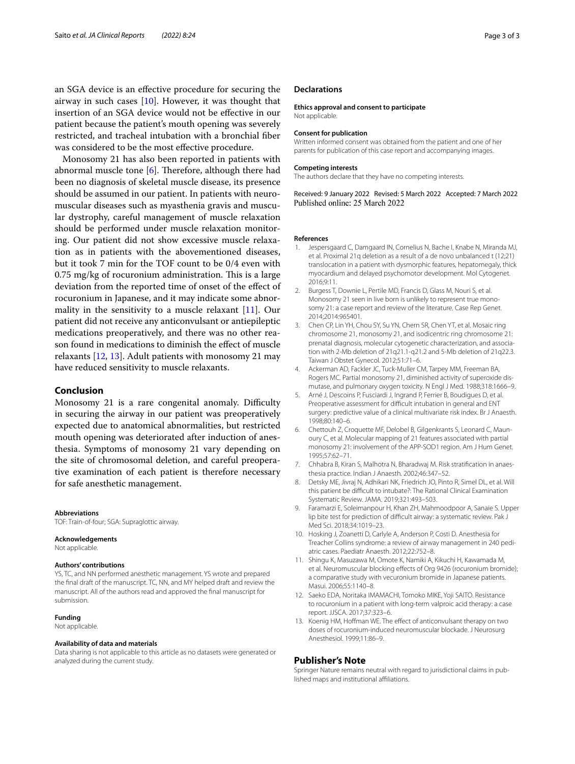an SGA device is an effective procedure for securing the airway in such cases [10]. However, it was thought that insertion of an SGA device would not be effective in our patient because the patient's mouth opening was severely restricted, and tracheal intubation with a bronchial fiber was considered to be the most effective procedure.

Monosomy 21 has also been reported in patients with abnormal muscle tone [6]. Therefore, although there had been no diagnosis of skeletal muscle disease, its presence should be assumed in our patient. In patients with neuromuscular diseases such as myasthenia gravis and muscular dystrophy, careful management of muscle relaxation should be performed under muscle relaxation monitoring. Our patient did not show excessive muscle relaxation as in patients with the abovementioned diseases, but it took 7 min for the TOF count to be 0/4 even with 0.75 mg/kg of rocuronium administration. This is a large deviation from the reported time of onset of the effect of rocuronium in Japanese, and it may indicate some abnormality in the sensitivity to a muscle relaxant [11]. Our patient did not receive any anticonvulsant or antiepileptic medications preoperatively, and there was no other reason found in medications to diminish the effect of muscle relaxants [12, 13]. Adult patients with monosomy 21 may have reduced sensitivity to muscle relaxants.

## Conclusion

Monosomy 21 is a rare congenital anomaly. Difficulty in securing the airway in our patient was preoperatively expected due to anatomical abnormalities, but restricted mouth opening was deteriorated after induction of anesthesia. Symptoms of monosomy 21 vary depending on the site of chromosomal deletion, and careful preoperative examination of each patient is therefore necessary for safe anesthetic management.

#### Abbreviations
TOF: Train-of-four; SGA: Supraglottic airway.

#### Acknowledgements
Not applicable.

#### Authors' contributions
YS, TC, and NN performed anesthetic management. YS wrote and prepared the final draft of the manuscript. TC, NN, and MY helped draft and review the manuscript. All of the authors read and approved the final manuscript for submission.

#### Funding
Not applicable.

#### Availability of data and materials
Data sharing is not applicable to this article as no datasets were generated or analyzed during the current study.

## Declarations

#### Ethics approval and consent to participate
Not applicable.

#### Consent for publication
Written informed consent was obtained from the patient and one of her parents for publication of this case report and accompanying images.

#### Competing interests
The authors declare that they have no competing interests.

Received: 9 January 2022 Revised: 5 March 2022 Accepted: 7 March 2022
Published online: 25 March 2022

#### References

1. Jespersgaard C, Damgaard IN, Cornelius N, Bache I, Knabe N, Miranda MJ, et al. Proximal 21q deletion as a result of a de novo unbalanced t (12;21) translocation in a patient with dysmorphic features, hepatomegaly, thick myocardium and delayed psychomotor development. Mol Cytogenet. 2016;9:11.
2. Burgess T, Downie L, Pertile MD, Francis D, Glass M, Nouri S, et al. Monosomy 21 seen in live born is unlikely to represent true monosomy 21: a case report and review of the literature. Case Rep Genet. 2014;2014:965401.
3. Chen CP, Lin YH, Chou SY, Su YN, Chern SR, Chen YT, et al. Mosaic ring chromosome 21, monosomy 21, and isodicentric ring chromosome 21: prenatal diagnosis, molecular cytogenetic characterization, and association with 2-Mb deletion of 21q21.1-q21.2 and 5-Mb deletion of 21q22.3. Taiwan J Obstet Gynecol. 2012;51:71–6.
4. Ackerman AD, Fackler JC, Tuck-Muller CM, Tarpey MM, Freeman BA, Rogers MC. Partial monosomy 21, diminished activity of superoxide dismutase, and pulmonary oxygen toxicity. N Engl J Med. 1988;318:1666–9.
5. Arné J, Descoins P, Fusciardi J, Ingrand P, Ferrier B, Boudigues D, et al. Preoperative assessment for difficult intubation in general and ENT surgery: predictive value of a clinical multivariate risk index. Br J Anaesth. 1998;80:140–6.
6. Chettouh Z, Croquette MF, Delobel B, Gilgenkrants S, Leonard C, Maunoury C, et al. Molecular mapping of 21 features associated with partial monosomy 21: involvement of the APP-SOD1 region. Am J Hum Genet. 1995;57:62–71.
7. Chhabra B, Kiran S, Malhotra N, Bharadwaj M. Risk stratification in anaesthesia practice. Indian J Anaesth. 2002;46:347–52.
8. Detsky ME, Jivraj N, Adhikari NK, Friedrich JO, Pinto R, Simel DL, et al. Will this patient be difficult to intubate?: The Rational Clinical Examination Systematic Review. JAMA. 2019;321:493–503.
9. Faramarzi E, Soleimanpour H, Khan ZH, Mahmoodpoor A, Sanaie S. Upper lip bite test for prediction of difficult airway: a systematic review. Pak J Med Sci. 2018;34:1019–23.
10. Hosking J, Zoanetti D, Carlyle A, Anderson P, Costi D. Anesthesia for Treacher Collins syndrome: a review of airway management in 240 pediatric cases. Paediatr Anaesth. 2012;22:752–8.
11. Shingu K, Masuzawa M, Omote K, Namiki A, Kikuchi H, Kawamada M, et al. Neuromuscular blocking effects of Org 9426 (rocuronium bromide); a comparative study with vecuronium bromide in Japanese patients. Masui. 2006;55:1140–8.
12. Saeko EDA, Noritaka IMAMACHI, Tomoko MIKE, Yoji SAITO. Resistance to rocuronium in a patient with long-term valproic acid therapy: a case report. JJSCA. 2017;37:323–6.
13. Koenig HM, Hoffman WE. The effect of anticonvulsant therapy on two doses of rocuronium-induced neuromuscular blockade. J Neurosurg Anesthesiol. 1999;11:86–9.

## Publisher's Note

Springer Nature remains neutral with regard to jurisdictional claims in published maps and institutional affiliations.